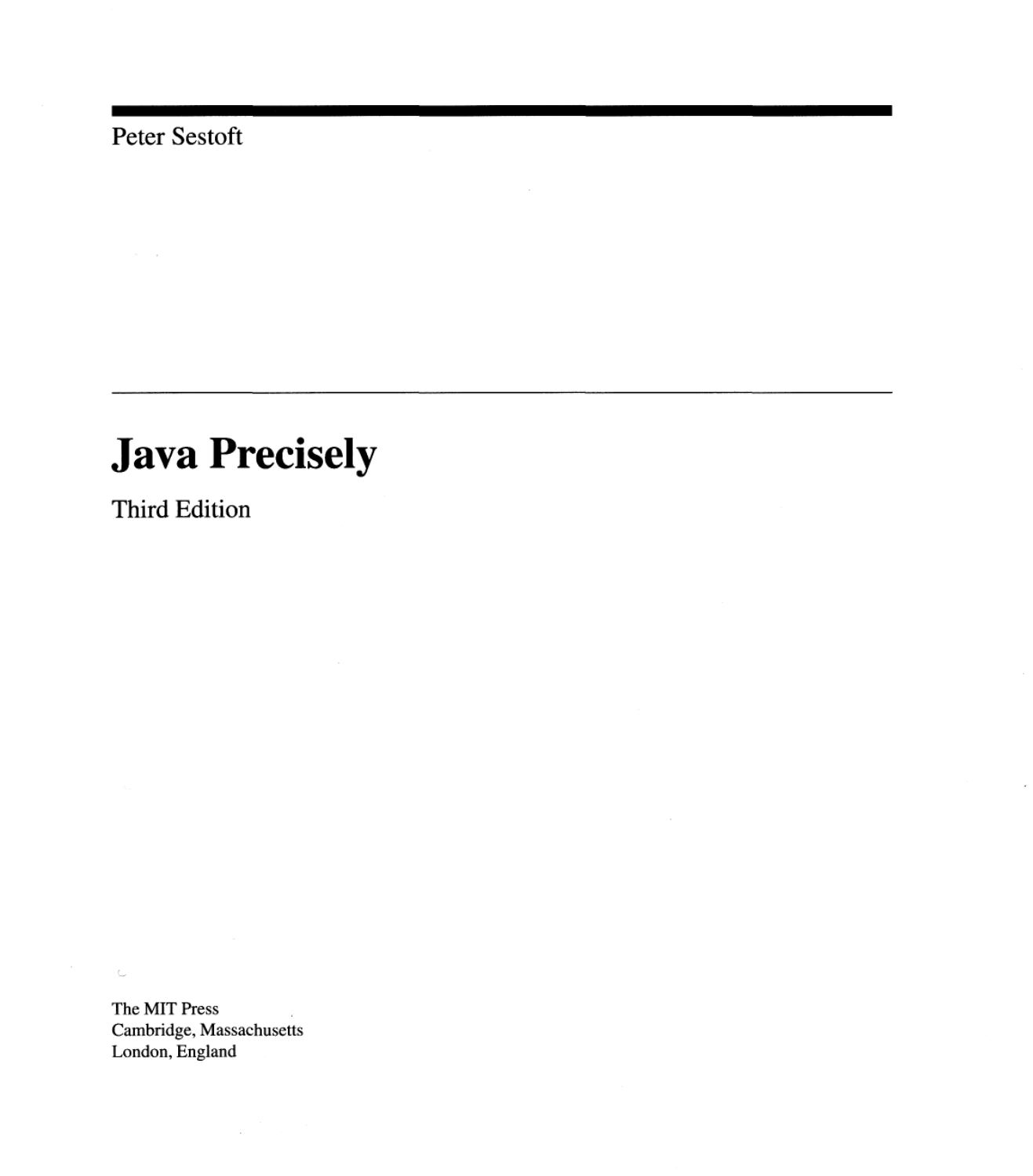Peter Sestoft

# Java Precisely

Third Edition

The MIT Press
Cambridge, Massachusetts
London, England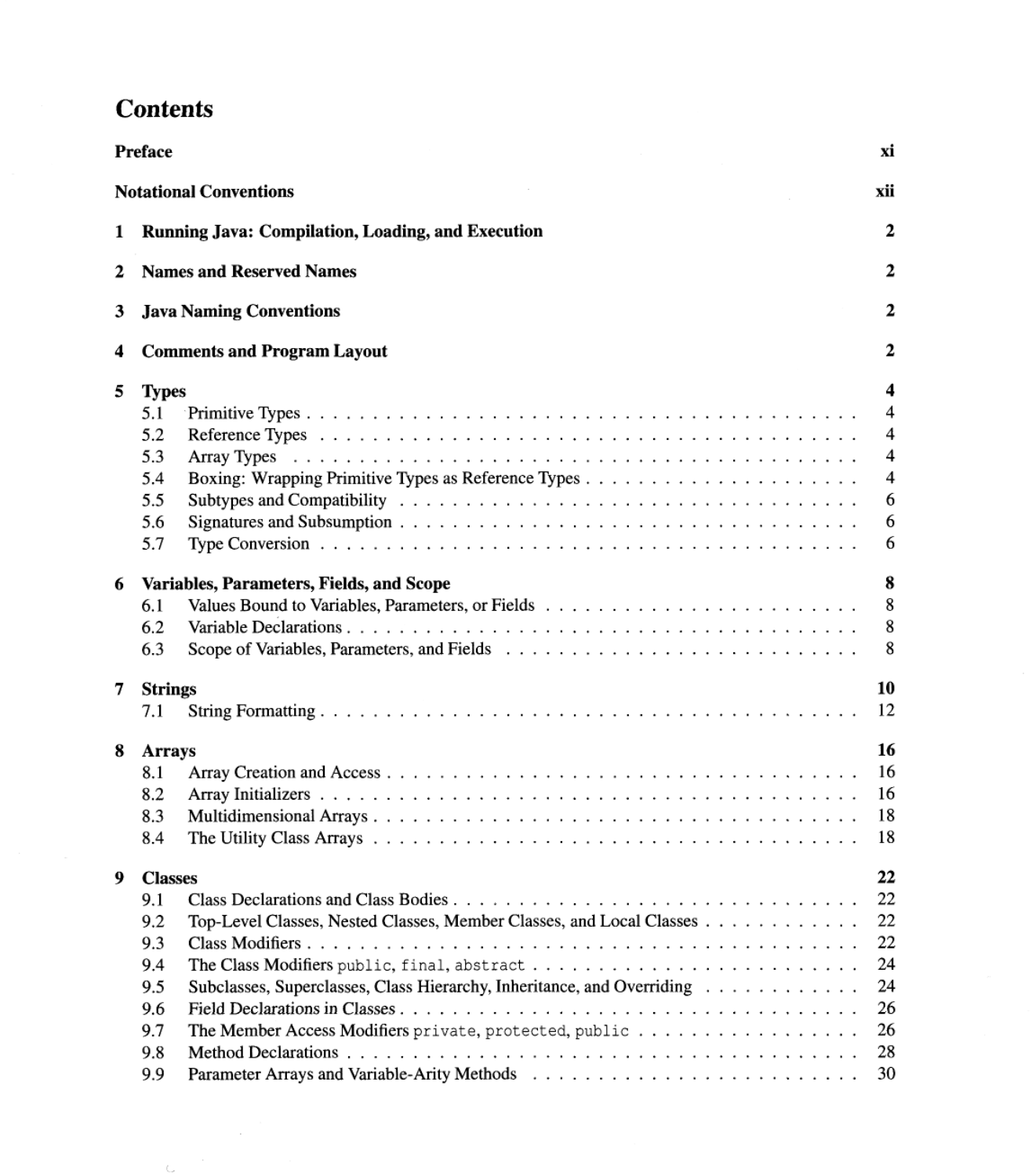# Contents

**Preface** **xi**

**Notational Conventions** **xii**

**1 Running Java: Compilation, Loading, and Execution** **2**

**2 Names and Reserved Names** **2**

**3 Java Naming Conventions** **2**

**4 Comments and Program Layout** **2**

**5 Types** **4**

- 5.1 Primitive Types . . . . . 4
- 5.2 Reference Types . . . . . 4
- 5.3 Array Types . . . . . 4
- 5.4 Boxing: Wrapping Primitive Types as Reference Types . . . . . 4
- 5.5 Subtypes and Compatibility . . . . . 6
- 5.6 Signatures and Subsumption . . . . . 6
- 5.7 Type Conversion . . . . . 6

**6 Variables, Parameters, Fields, and Scope** **8**

- 6.1 Values Bound to Variables, Parameters, or Fields . . . . . 8
- 6.2 Variable Declarations . . . . . 8
- 6.3 Scope of Variables, Parameters, and Fields . . . . . 8

**7 Strings** **10**

- 7.1 String Formatting . . . . . 12

**8 Arrays** **16**

- 8.1 Array Creation and Access . . . . . 16
- 8.2 Array Initializers . . . . . 16
- 8.3 Multidimensional Arrays . . . . . 18
- 8.4 The Utility Class Arrays . . . . . 18

**9 Classes** **22**

- 9.1 Class Declarations and Class Bodies . . . . . 22
- 9.2 Top-Level Classes, Nested Classes, Member Classes, and Local Classes . . . . . 22
- 9.3 Class Modifiers . . . . . 22
- 9.4 The Class Modifiers `public`, `final`, `abstract` . . . . . 24
- 9.5 Subclasses, Superclasses, Class Hierarchy, Inheritance, and Overriding . . . . . 24
- 9.6 Field Declarations in Classes . . . . . 26
- 9.7 The Member Access Modifiers `private`, `protected`, `public` . . . . . 26
- 9.8 Method Declarations . . . . . 28
- 9.9 Parameter Arrays and Variable-Arity Methods . . . . . 30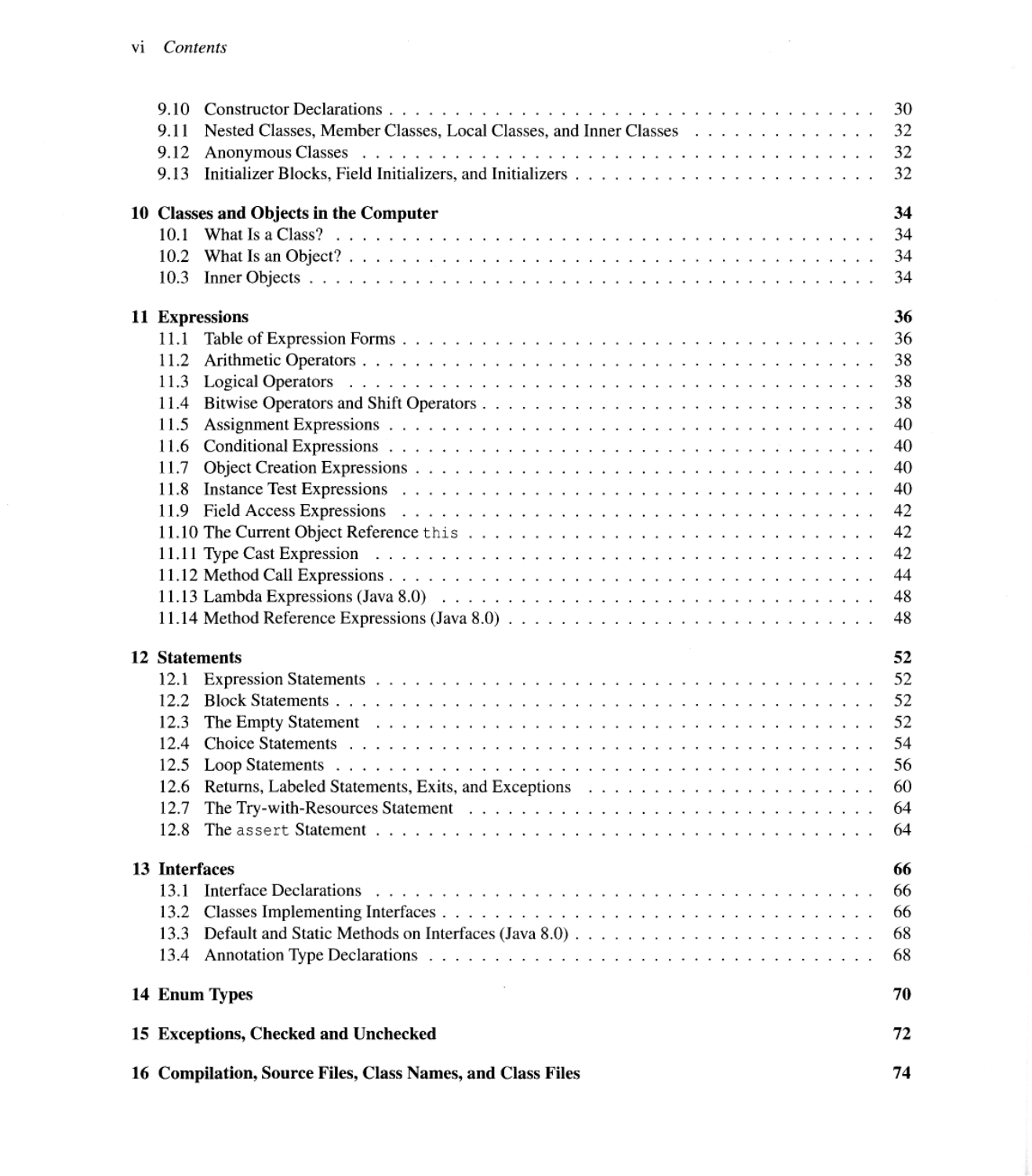| | | |
|---|---|---|
| 9.10 | Constructor Declarations | 30 |
| 9.11 | Nested Classes, Member Classes, Local Classes, and Inner Classes | 32 |
| 9.12 | Anonymous Classes | 32 |
| 9.13 | Initializer Blocks, Field Initializers, and Initializers | 32 |
| **10** | **Classes and Objects in the Computer** | **34** |
| 10.1 | What Is a Class? | 34 |
| 10.2 | What Is an Object? | 34 |
| 10.3 | Inner Objects | 34 |
| **11** | **Expressions** | **36** |
| 11.1 | Table of Expression Forms | 36 |
| 11.2 | Arithmetic Operators | 38 |
| 11.3 | Logical Operators | 38 |
| 11.4 | Bitwise Operators and Shift Operators | 38 |
| 11.5 | Assignment Expressions | 40 |
| 11.6 | Conditional Expressions | 40 |
| 11.7 | Object Creation Expressions | 40 |
| 11.8 | Instance Test Expressions | 40 |
| 11.9 | Field Access Expressions | 42 |
| 11.10 | The Current Object Reference `this` | 42 |
| 11.11 | Type Cast Expression | 42 |
| 11.12 | Method Call Expressions | 44 |
| 11.13 | Lambda Expressions (Java 8.0) | 48 |
| 11.14 | Method Reference Expressions (Java 8.0) | 48 |
| **12** | **Statements** | **52** |
| 12.1 | Expression Statements | 52 |
| 12.2 | Block Statements | 52 |
| 12.3 | The Empty Statement | 52 |
| 12.4 | Choice Statements | 54 |
| 12.5 | Loop Statements | 56 |
| 12.6 | Returns, Labeled Statements, Exits, and Exceptions | 60 |
| 12.7 | The Try-with-Resources Statement | 64 |
| 12.8 | The `assert` Statement | 64 |
| **13** | **Interfaces** | **66** |
| 13.1 | Interface Declarations | 66 |
| 13.2 | Classes Implementing Interfaces | 66 |
| 13.3 | Default and Static Methods on Interfaces (Java 8.0) | 68 |
| 13.4 | Annotation Type Declarations | 68 |
| **14** | **Enum Types** | **70** |
| **15** | **Exceptions, Checked and Unchecked** | **72** |
| **16** | **Compilation, Source Files, Class Names, and Class Files** | **74** |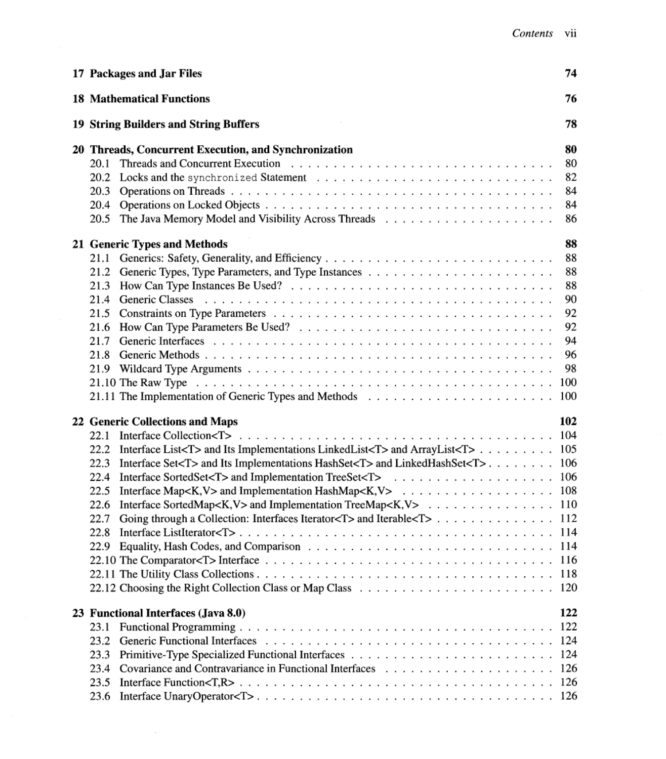**17 Packages and Jar Files** **74**

**18 Mathematical Functions** **76**

**19 String Builders and String Buffers** **78**

**20 Threads, Concurrent Execution, and Synchronization** **80**

- 20.1 Threads and Concurrent Execution . . . . . . . . . . . . . . . . . . . . . . . . . . . . . 80
- 20.2 Locks and the `synchronized` Statement . . . . . . . . . . . . . . . . . . . . . . . . . . 82
- 20.3 Operations on Threads . . . . . . . . . . . . . . . . . . . . . . . . . . . . . . . . . . . . 84
- 20.4 Operations on Locked Objects . . . . . . . . . . . . . . . . . . . . . . . . . . . . . . . 84
- 20.5 The Java Memory Model and Visibility Across Threads . . . . . . . . . . . . . . . . 86

**21 Generic Types and Methods** **88**

- 21.1 Generics: Safety, Generality, and Efficiency . . . . . . . . . . . . . . . . . . . . . . . 88
- 21.2 Generic Types, Type Parameters, and Type Instances . . . . . . . . . . . . . . . . . . 88
- 21.3 How Can Type Instances Be Used? . . . . . . . . . . . . . . . . . . . . . . . . . . . . 88
- 21.4 Generic Classes . . . . . . . . . . . . . . . . . . . . . . . . . . . . . . . . . . . . . . . 90
- 21.5 Constraints on Type Parameters . . . . . . . . . . . . . . . . . . . . . . . . . . . . . . 92
- 21.6 How Can Type Parameters Be Used? . . . . . . . . . . . . . . . . . . . . . . . . . . . 92
- 21.7 Generic Interfaces . . . . . . . . . . . . . . . . . . . . . . . . . . . . . . . . . . . . . 94
- 21.8 Generic Methods . . . . . . . . . . . . . . . . . . . . . . . . . . . . . . . . . . . . . . 96
- 21.9 Wildcard Type Arguments . . . . . . . . . . . . . . . . . . . . . . . . . . . . . . . . . 98
- 21.10 The Raw Type . . . . . . . . . . . . . . . . . . . . . . . . . . . . . . . . . . . . . . . 100
- 21.11 The Implementation of Generic Types and Methods . . . . . . . . . . . . . . . . . . 100

**22 Generic Collections and Maps** **102**

- 22.1 Interface Collection<T> . . . . . . . . . . . . . . . . . . . . . . . . . . . . . . . . . . 104
- 22.2 Interface List<T> and Its Implementations LinkedList<T> and ArrayList<T> . . . . . . . . . 105
- 22.3 Interface Set<T> and Its Implementations HashSet<T> and LinkedHashSet<T> . . . . . . . . 106
- 22.4 Interface SortedSet<T> and Implementation TreeSet<T> . . . . . . . . . . . . . . . . . 106
- 22.5 Interface Map<K,V> and Implementation HashMap<K,V> . . . . . . . . . . . . . . . . . 108
- 22.6 Interface SortedMap<K,V> and Implementation TreeMap<K,V> . . . . . . . . . . . . . . 110
- 22.7 Going through a Collection: Interfaces Iterator<T> and Iterable<T> . . . . . . . . . . . . 112
- 22.8 Interface ListIterator<T> . . . . . . . . . . . . . . . . . . . . . . . . . . . . . . . . . 114
- 22.9 Equality, Hash Codes, and Comparison . . . . . . . . . . . . . . . . . . . . . . . . . . 114
- 22.10 The Comparator<T> Interface . . . . . . . . . . . . . . . . . . . . . . . . . . . . . . 116
- 22.11 The Utility Class Collections . . . . . . . . . . . . . . . . . . . . . . . . . . . . . . . 118
- 22.12 Choosing the Right Collection Class or Map Class . . . . . . . . . . . . . . . . . . . 120

**23 Functional Interfaces (Java 8.0)** **122**

- 23.1 Functional Programming . . . . . . . . . . . . . . . . . . . . . . . . . . . . . . . . . 122
- 23.2 Generic Functional Interfaces . . . . . . . . . . . . . . . . . . . . . . . . . . . . . . . 124
- 23.3 Primitive-Type Specialized Functional Interfaces . . . . . . . . . . . . . . . . . . . . . 124
- 23.4 Covariance and Contravariance in Functional Interfaces . . . . . . . . . . . . . . . . . 126
- 23.5 Interface Function<T,R> . . . . . . . . . . . . . . . . . . . . . . . . . . . . . . . . . 126
- 23.6 Interface UnaryOperator<T> . . . . . . . . . . . . . . . . . . . . . . . . . . . . . . . . 126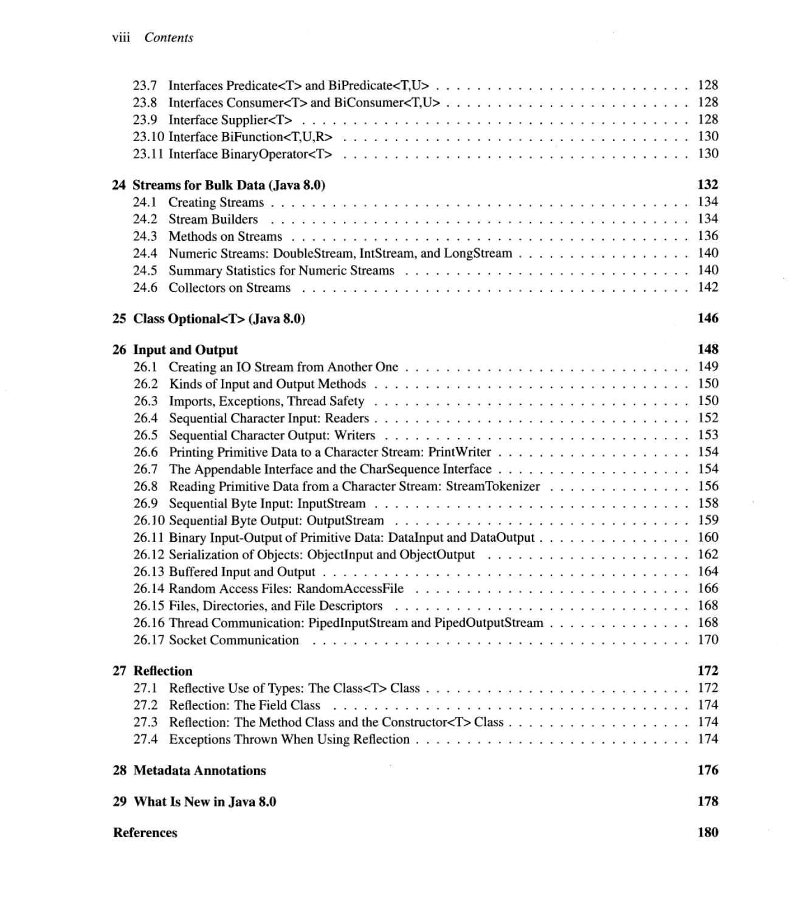| | | |
|---|---|---|
| 23.7 | Interfaces Predicate<T> and BiPredicate<T,U> | 128 |
| 23.8 | Interfaces Consumer<T> and BiConsumer<T,U> | 128 |
| 23.9 | Interface Supplier<T> | 128 |
| 23.10 | Interface BiFunction<T,U,R> | 130 |
| 23.11 | Interface BinaryOperator<T> | 130 |

**24 Streams for Bulk Data (Java 8.0)** **132**

| | | |
|---|---|---|
| 24.1 | Creating Streams | 134 |
| 24.2 | Stream Builders | 134 |
| 24.3 | Methods on Streams | 136 |
| 24.4 | Numeric Streams: DoubleStream, IntStream, and LongStream | 140 |
| 24.5 | Summary Statistics for Numeric Streams | 140 |
| 24.6 | Collectors on Streams | 142 |

**25 Class Optional<T> (Java 8.0)** **146**

**26 Input and Output** **148**

| | | |
|---|---|---|
| 26.1 | Creating an IO Stream from Another One | 149 |
| 26.2 | Kinds of Input and Output Methods | 150 |
| 26.3 | Imports, Exceptions, Thread Safety | 150 |
| 26.4 | Sequential Character Input: Readers | 152 |
| 26.5 | Sequential Character Output: Writers | 153 |
| 26.6 | Printing Primitive Data to a Character Stream: PrintWriter | 154 |
| 26.7 | The Appendable Interface and the CharSequence Interface | 154 |
| 26.8 | Reading Primitive Data from a Character Stream: StreamTokenizer | 156 |
| 26.9 | Sequential Byte Input: InputStream | 158 |
| 26.10 | Sequential Byte Output: OutputStream | 159 |
| 26.11 | Binary Input-Output of Primitive Data: DataInput and DataOutput | 160 |
| 26.12 | Serialization of Objects: ObjectInput and ObjectOutput | 162 |
| 26.13 | Buffered Input and Output | 164 |
| 26.14 | Random Access Files: RandomAccessFile | 166 |
| 26.15 | Files, Directories, and File Descriptors | 168 |
| 26.16 | Thread Communication: PipedInputStream and PipedOutputStream | 168 |
| 26.17 | Socket Communication | 170 |

**27 Reflection** **172**

| | | |
|---|---|---|
| 27.1 | Reflective Use of Types: The Class<T> Class | 172 |
| 27.2 | Reflection: The Field Class | 174 |
| 27.3 | Reflection: The Method Class and the Constructor<T> Class | 174 |
| 27.4 | Exceptions Thrown When Using Reflection | 174 |

**28 Metadata Annotations** **176**

**29 What Is New in Java 8.0** **178**

**References** **180**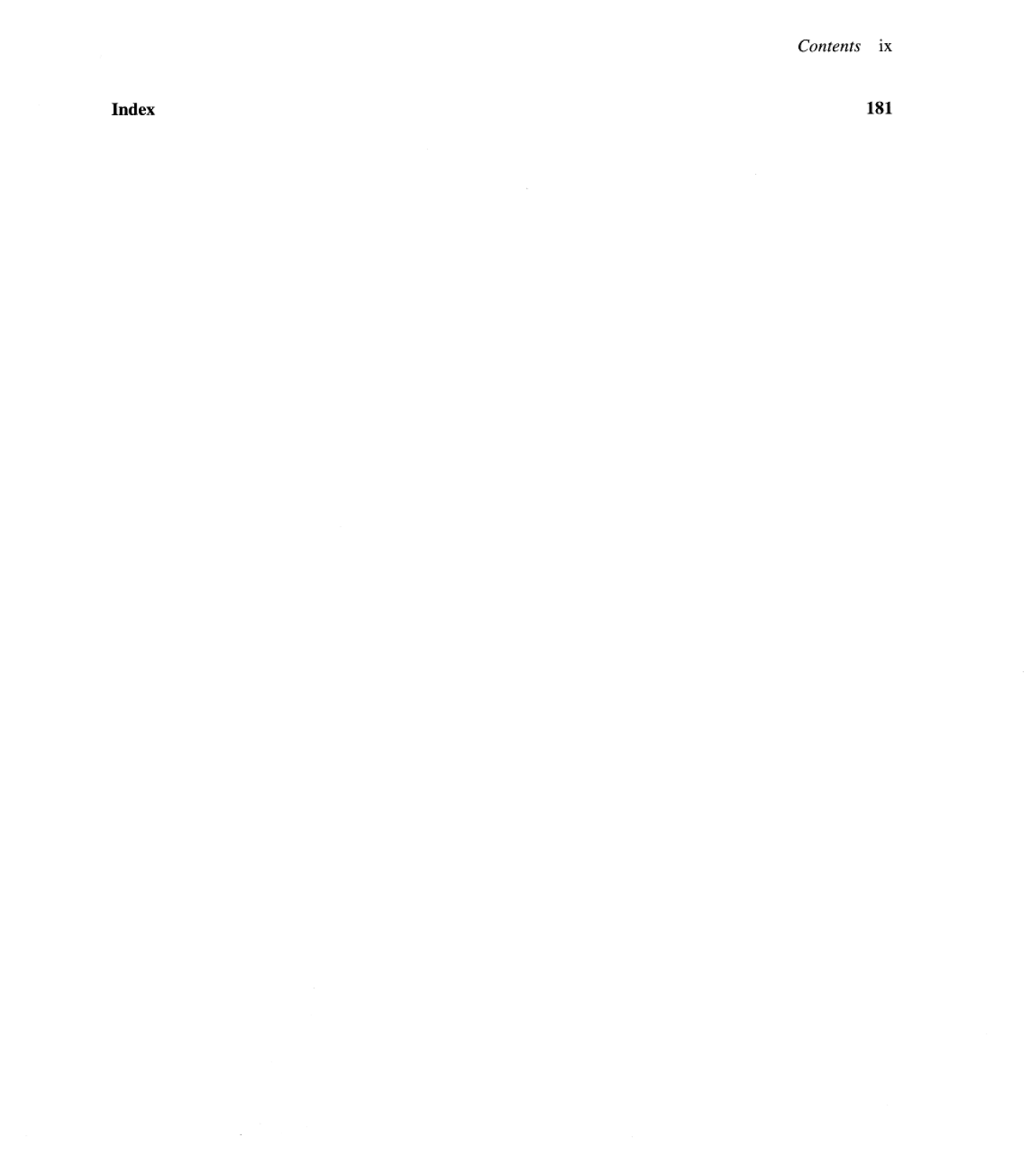**Index** **181**